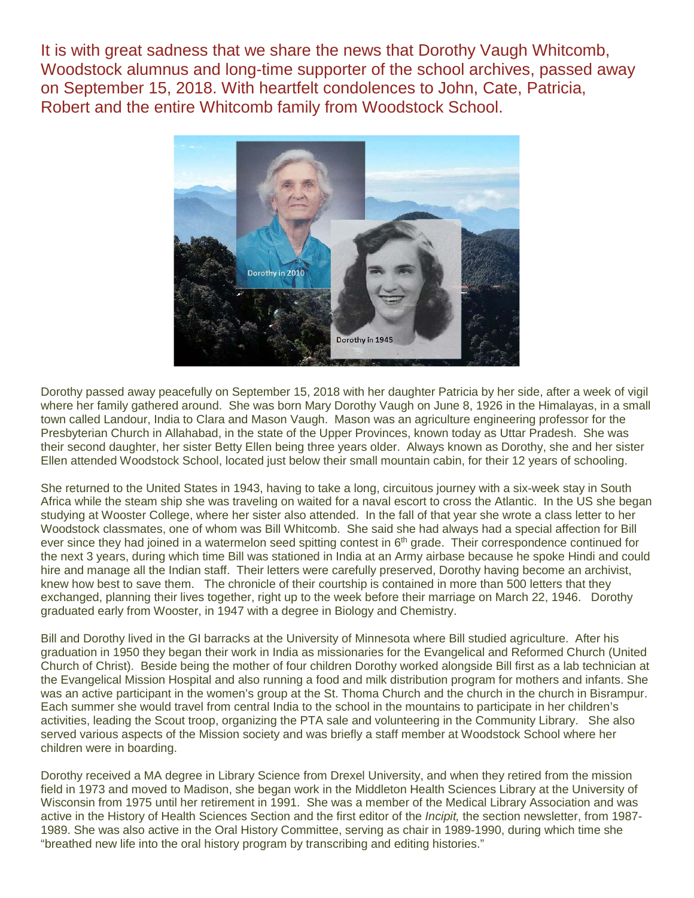It is with great sadness that we share the news that Dorothy Vaugh Whitcomb, Woodstock alumnus and long-time supporter of the school archives, passed away on September 15, 2018. With heartfelt condolences to John, Cate, Patricia, Robert and the entire Whitcomb family from Woodstock School.

Dorothy in 2010

Dorothy in 1945

Dorothy passed away peacefully on September 15, 2018 with her daughter Patricia by her side, after a week of vigil where her family gathered around. She was born Mary Dorothy Vaugh on June 8, 1926 in the Himalayas, in a small town called Landour, India to Clara and Mason Vaugh. Mason was an agriculture engineering professor for the Presbyterian Church in Allahabad, in the state of the Upper Provinces, known today as Uttar Pradesh. She was their second daughter, her sister Betty Ellen being three years older. Always known as Dorothy, she and her sister Ellen attended Woodstock School, located just below their small mountain cabin, for their 12 years of schooling.

She returned to the United States in 1943, having to take a long, circuitous journey with a six-week stay in South Africa while the steam ship she was traveling on waited for a naval escort to cross the Atlantic. In the US she began studying at Wooster College, where her sister also attended. In the fall of that year she wrote a class letter to her Woodstock classmates, one of whom was Bill Whitcomb. She said she had always had a special affection for Bill ever since they had joined in a watermelon seed spitting contest in 6th grade. Their correspondence continued for the next 3 years, during which time Bill was stationed in India at an Army airbase because he spoke Hindi and could hire and manage all the Indian staff. Their letters were carefully preserved, Dorothy having become an archivist, knew how best to save them. The chronicle of their courtship is contained in more than 500 letters that they exchanged, planning their lives together, right up to the week before their marriage on March 22, 1946. Dorothy graduated early from Wooster, in 1947 with a degree in Biology and Chemistry.

Bill and Dorothy lived in the GI barracks at the University of Minnesota where Bill studied agriculture. After his graduation in 1950 they began their work in India as missionaries for the Evangelical and Reformed Church (United Church of Christ). Beside being the mother of four children Dorothy worked alongside Bill first as a lab technician at the Evangelical Mission Hospital and also running a food and milk distribution program for mothers and infants. She was an active participant in the women's group at the St. Thoma Church and the church in the church in Bisrampur. Each summer she would travel from central India to the school in the mountains to participate in her children's activities, leading the Scout troop, organizing the PTA sale and volunteering in the Community Library. She also served various aspects of the Mission society and was briefly a staff member at Woodstock School where her children were in boarding.

Dorothy received a MA degree in Library Science from Drexel University, and when they retired from the mission field in 1973 and moved to Madison, she began work in the Middleton Health Sciences Library at the University of Wisconsin from 1975 until her retirement in 1991. She was a member of the Medical Library Association and was active in the History of Health Sciences Section and the first editor of the *Incipit,* the section newsletter, from 1987-1989. She was also active in the Oral History Committee, serving as chair in 1989-1990, during which time she "breathed new life into the oral history program by transcribing and editing histories."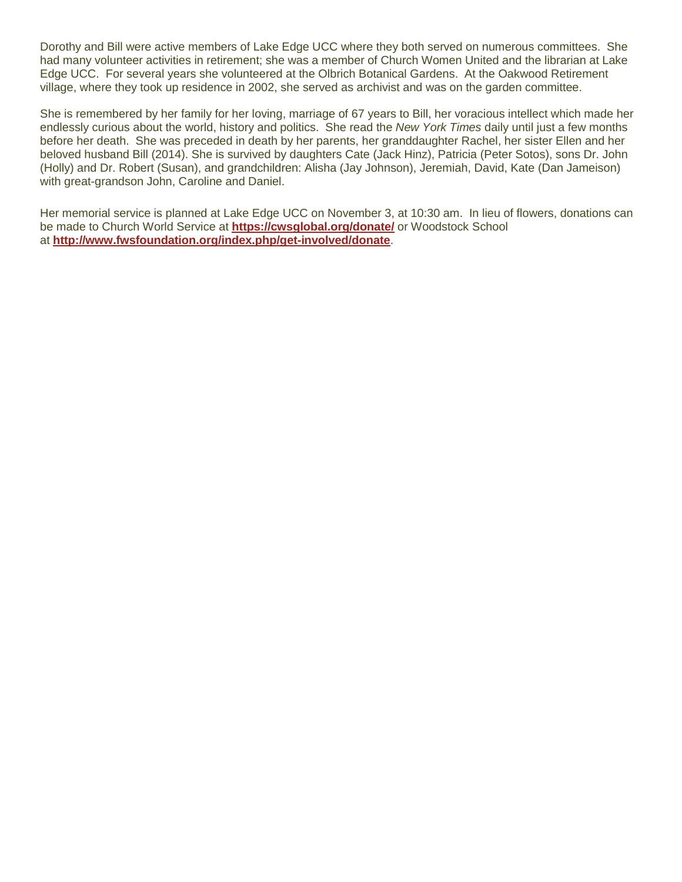Dorothy and Bill were active members of Lake Edge UCC where they both served on numerous committees. She had many volunteer activities in retirement; she was a member of Church Women United and the librarian at Lake Edge UCC. For several years she volunteered at the Olbrich Botanical Gardens. At the Oakwood Retirement village, where they took up residence in 2002, she served as archivist and was on the garden committee.

She is remembered by her family for her loving, marriage of 67 years to Bill, her voracious intellect which made her endlessly curious about the world, history and politics. She read the *New York Times* daily until just a few months before her death. She was preceded in death by her parents, her granddaughter Rachel, her sister Ellen and her beloved husband Bill (2014). She is survived by daughters Cate (Jack Hinz), Patricia (Peter Sotos), sons Dr. John (Holly) and Dr. Robert (Susan), and grandchildren: Alisha (Jay Johnson), Jeremiah, David, Kate (Dan Jameison) with great-grandson John, Caroline and Daniel.

Her memorial service is planned at Lake Edge UCC on November 3, at 10:30 am. In lieu of flowers, donations can be made to Church World Service at **https://cwsglobal.org/donate/** or Woodstock School at **http://www.fwsfoundation.org/index.php/get-involved/donate**.